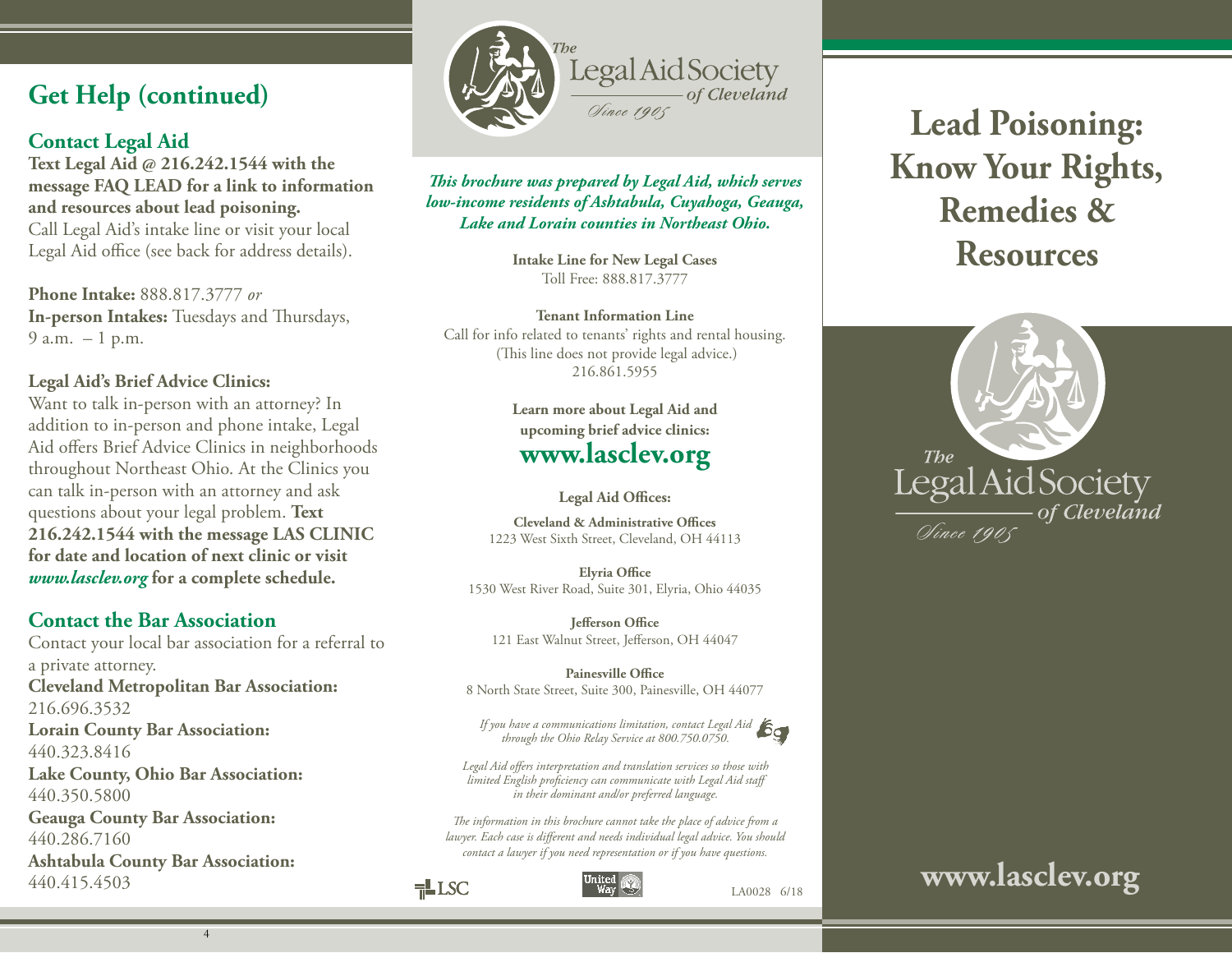## Get Help (continued)

### Contact Legal Aid

**Text Legal Aid @ 216.242.1544 with the message FAQ LEAD for a link to information and resources about lead poisoning.**
Call Legal Aid's intake line or visit your local Legal Aid office (see back for address details).

**Phone Intake:** 888.817.3777 *or*
**In-person Intakes:** Tuesdays and Thursdays, 9 a.m. – 1 p.m.

**Legal Aid's Brief Advice Clinics:**
Want to talk in-person with an attorney? In addition to in-person and phone intake, Legal Aid offers Brief Advice Clinics in neighborhoods throughout Northeast Ohio. At the Clinics you can talk in-person with an attorney and ask questions about your legal problem. **Text 216.242.1544 with the message LAS CLINIC for date and location of next clinic or visit *www.lasclev.org* for a complete schedule.**

### Contact the Bar Association

Contact your local bar association for a referral to a private attorney.
**Cleveland Metropolitan Bar Association:** 216.696.3532
**Lorain County Bar Association:** 440.323.8416
**Lake County, Ohio Bar Association:** 440.350.5800
**Geauga County Bar Association:** 440.286.7160
**Ashtabula County Bar Association:** 440.415.4503

The Legal Aid Society of Cleveland
Since 1905

***This brochure was prepared by Legal Aid, which serves low-income residents of Ashtabula, Cuyahoga, Geauga, Lake and Lorain counties in Northeast Ohio.***

**Intake Line for New Legal Cases**
Toll Free: 888.817.3777

**Tenant Information Line**
Call for info related to tenants' rights and rental housing. (This line does not provide legal advice.)
216.861.5955

**Learn more about Legal Aid and upcoming brief advice clinics:**
**www.lasclev.org**

**Legal Aid Offices:**

**Cleveland & Administrative Offices**
1223 West Sixth Street, Cleveland, OH 44113

**Elyria Office**
1530 West River Road, Suite 301, Elyria, Ohio 44035

**Jefferson Office**
121 East Walnut Street, Jefferson, OH 44047

**Painesville Office**
8 North State Street, Suite 300, Painesville, OH 44077

*If you have a communications limitation, contact Legal Aid through the Ohio Relay Service at 800.750.0750.*

*Legal Aid offers interpretation and translation services so those with limited English proficiency can communicate with Legal Aid staff in their dominant and/or preferred language.*

*The information in this brochure cannot take the place of advice from a lawyer. Each case is different and needs individual legal advice. You should contact a lawyer if you need representation or if you have questions.*

LSC United Way LA0028 6/18

# Lead Poisoning: Know Your Rights, Remedies & Resources

The Legal Aid Society of Cleveland
Since 1905

**www.lasclev.org**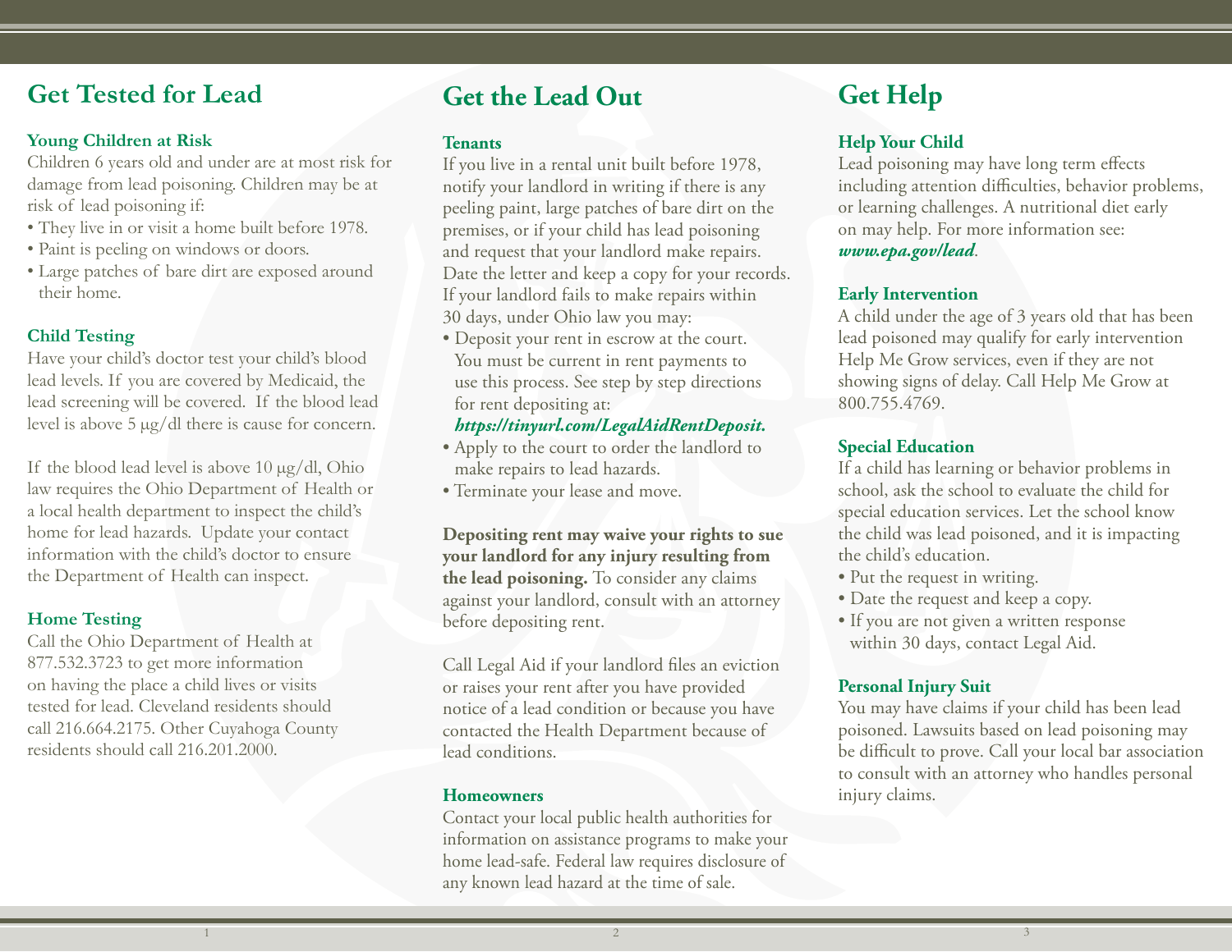## Get Tested for Lead

### Young Children at Risk

Children 6 years old and under are at most risk for damage from lead poisoning. Children may be at risk of lead poisoning if:

- They live in or visit a home built before 1978.
- Paint is peeling on windows or doors.
- Large patches of bare dirt are exposed around their home.

### Child Testing

Have your child's doctor test your child's blood lead levels. If you are covered by Medicaid, the lead screening will be covered. If the blood lead level is above 5 µg/dl there is cause for concern.

If the blood lead level is above 10 µg/dl, Ohio law requires the Ohio Department of Health or a local health department to inspect the child's home for lead hazards. Update your contact information with the child's doctor to ensure the Department of Health can inspect.

### Home Testing

Call the Ohio Department of Health at 877.532.3723 to get more information on having the place a child lives or visits tested for lead. Cleveland residents should call 216.664.2175. Other Cuyahoga County residents should call 216.201.2000.

## Get the Lead Out

### Tenants

If you live in a rental unit built before 1978, notify your landlord in writing if there is any peeling paint, large patches of bare dirt on the premises, or if your child has lead poisoning and request that your landlord make repairs. Date the letter and keep a copy for your records. If your landlord fails to make repairs within 30 days, under Ohio law you may:

- Deposit your rent in escrow at the court. You must be current in rent payments to use this process. See step by step directions for rent depositing at: ***https://tinyurl.com/LegalAidRentDeposit.***
- Apply to the court to order the landlord to make repairs to lead hazards.
- Terminate your lease and move.

**Depositing rent may waive your rights to sue your landlord for any injury resulting from the lead poisoning.** To consider any claims against your landlord, consult with an attorney before depositing rent.

Call Legal Aid if your landlord files an eviction or raises your rent after you have provided notice of a lead condition or because you have contacted the Health Department because of lead conditions.

### Homeowners

Contact your local public health authorities for information on assistance programs to make your home lead-safe. Federal law requires disclosure of any known lead hazard at the time of sale.

## Get Help

### Help Your Child

Lead poisoning may have long term effects including attention difficulties, behavior problems, or learning challenges. A nutritional diet early on may help. For more information see: ***www.epa.gov/lead***.

### Early Intervention

A child under the age of 3 years old that has been lead poisoned may qualify for early intervention Help Me Grow services, even if they are not showing signs of delay. Call Help Me Grow at 800.755.4769.

### Special Education

If a child has learning or behavior problems in school, ask the school to evaluate the child for special education services. Let the school know the child was lead poisoned, and it is impacting the child's education.

- Put the request in writing.
- Date the request and keep a copy.
- If you are not given a written response within 30 days, contact Legal Aid.

### Personal Injury Suit

You may have claims if your child has been lead poisoned. Lawsuits based on lead poisoning may be difficult to prove. Call your local bar association to consult with an attorney who handles personal injury claims.